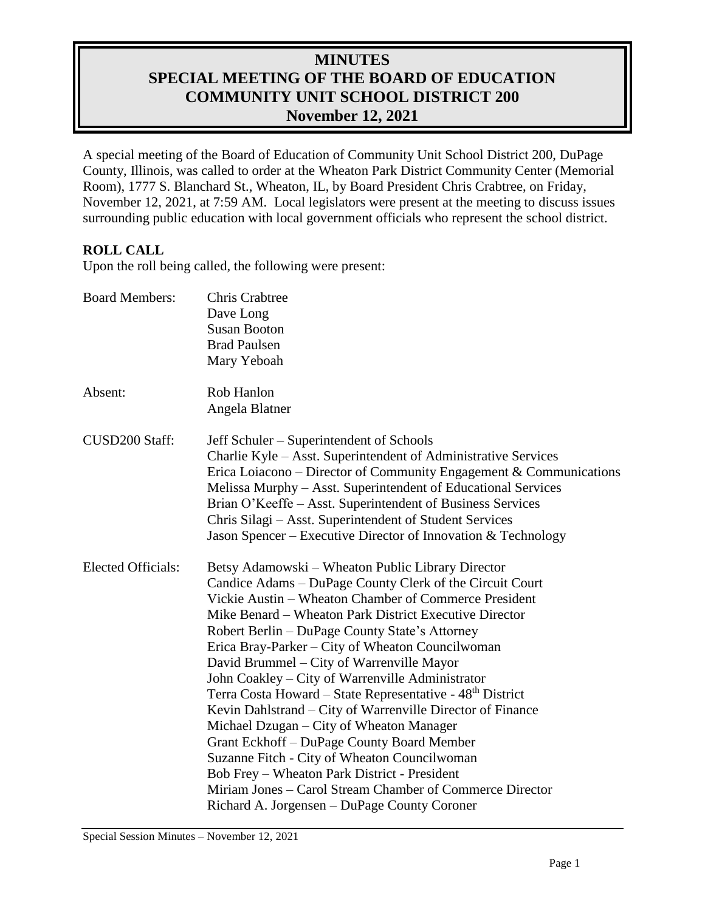# MINUTES
# SPECIAL MEETING OF THE BOARD OF EDUCATION
# COMMUNITY UNIT SCHOOL DISTRICT 200
# November 12, 2021

A special meeting of the Board of Education of Community Unit School District 200, DuPage County, Illinois, was called to order at the Wheaton Park District Community Center (Memorial Room), 1777 S. Blanchard St., Wheaton, IL, by Board President Chris Crabtree, on Friday, November 12, 2021, at 7:59 AM. Local legislators were present at the meeting to discuss issues surrounding public education with local government officials who represent the school district.

**ROLL CALL**

Upon the roll being called, the following were present:

| | |
|---|---|
| Board Members: | Chris Crabtree<br>Dave Long<br>Susan Booton<br>Brad Paulsen<br>Mary Yeboah |
| Absent: | Rob Hanlon<br>Angela Blatner |
| CUSD200 Staff: | Jeff Schuler – Superintendent of Schools<br>Charlie Kyle – Asst. Superintendent of Administrative Services<br>Erica Loiacono – Director of Community Engagement & Communications<br>Melissa Murphy – Asst. Superintendent of Educational Services<br>Brian O'Keeffe – Asst. Superintendent of Business Services<br>Chris Silagi – Asst. Superintendent of Student Services<br>Jason Spencer – Executive Director of Innovation & Technology |
| Elected Officials: | Betsy Adamowski – Wheaton Public Library Director<br>Candice Adams – DuPage County Clerk of the Circuit Court<br>Vickie Austin – Wheaton Chamber of Commerce President<br>Mike Benard – Wheaton Park District Executive Director<br>Robert Berlin – DuPage County State's Attorney<br>Erica Bray-Parker – City of Wheaton Councilwoman<br>David Brummel – City of Warrenville Mayor<br>John Coakley – City of Warrenville Administrator<br>Terra Costa Howard – State Representative - 48th District<br>Kevin Dahlstrand – City of Warrenville Director of Finance<br>Michael Dzugan – City of Wheaton Manager<br>Grant Eckhoff – DuPage County Board Member<br>Suzanne Fitch - City of Wheaton Councilwoman<br>Bob Frey – Wheaton Park District - President<br>Miriam Jones – Carol Stream Chamber of Commerce Director<br>Richard A. Jorgensen – DuPage County Coroner |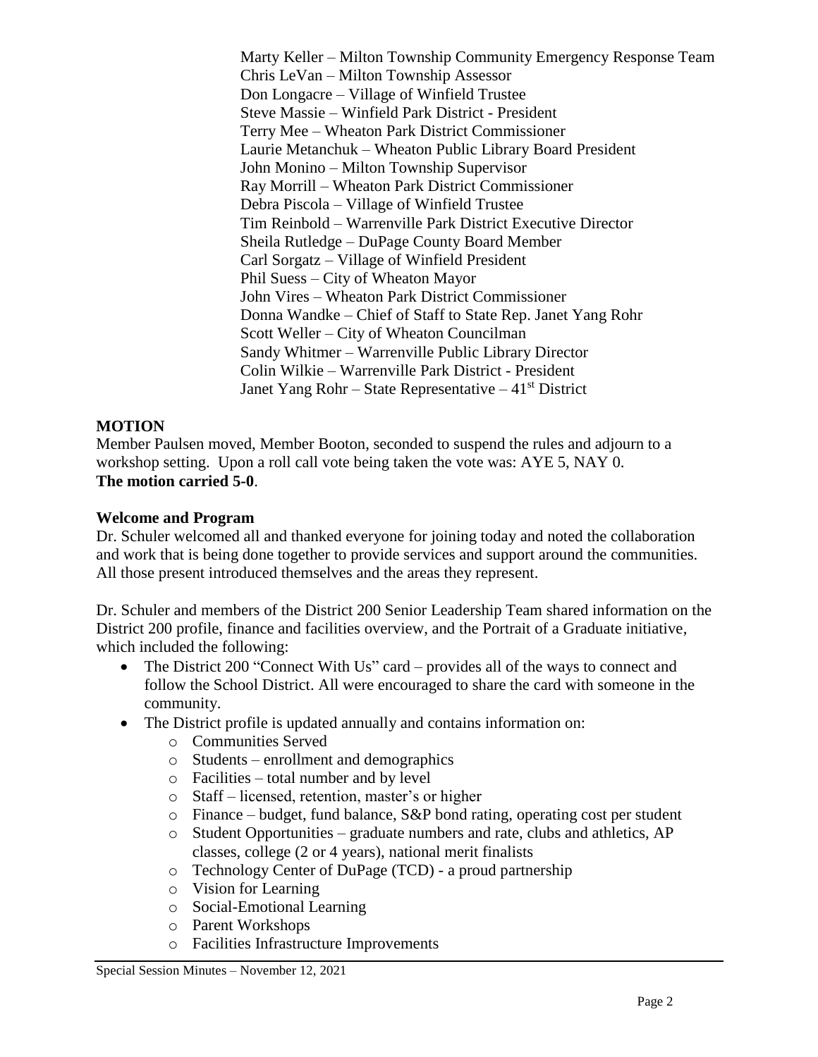Marty Keller – Milton Township Community Emergency Response Team
Chris LeVan – Milton Township Assessor
Don Longacre – Village of Winfield Trustee
Steve Massie – Winfield Park District - President
Terry Mee – Wheaton Park District Commissioner
Laurie Metanchuk – Wheaton Public Library Board President
John Monino – Milton Township Supervisor
Ray Morrill – Wheaton Park District Commissioner
Debra Piscola – Village of Winfield Trustee
Tim Reinbold – Warrenville Park District Executive Director
Sheila Rutledge – DuPage County Board Member
Carl Sorgatz – Village of Winfield President
Phil Suess – City of Wheaton Mayor
John Vires – Wheaton Park District Commissioner
Donna Wandke – Chief of Staff to State Rep. Janet Yang Rohr
Scott Weller – City of Wheaton Councilman
Sandy Whitmer – Warrenville Public Library Director
Colin Wilkie – Warrenville Park District - President
Janet Yang Rohr – State Representative – 41st District

**MOTION**

Member Paulsen moved, Member Booton, seconded to suspend the rules and adjourn to a workshop setting. Upon a roll call vote being taken the vote was: AYE 5, NAY 0.
**The motion carried 5-0**.

**Welcome and Program**

Dr. Schuler welcomed all and thanked everyone for joining today and noted the collaboration and work that is being done together to provide services and support around the communities. All those present introduced themselves and the areas they represent.

Dr. Schuler and members of the District 200 Senior Leadership Team shared information on the District 200 profile, finance and facilities overview, and the Portrait of a Graduate initiative, which included the following:

- The District 200 "Connect With Us" card – provides all of the ways to connect and follow the School District. All were encouraged to share the card with someone in the community.
- The District profile is updated annually and contains information on:
  - Communities Served
  - Students – enrollment and demographics
  - Facilities – total number and by level
  - Staff – licensed, retention, master's or higher
  - Finance – budget, fund balance, S&P bond rating, operating cost per student
  - Student Opportunities – graduate numbers and rate, clubs and athletics, AP classes, college (2 or 4 years), national merit finalists
  - Technology Center of DuPage (TCD) - a proud partnership
  - Vision for Learning
  - Social-Emotional Learning
  - Parent Workshops
  - Facilities Infrastructure Improvements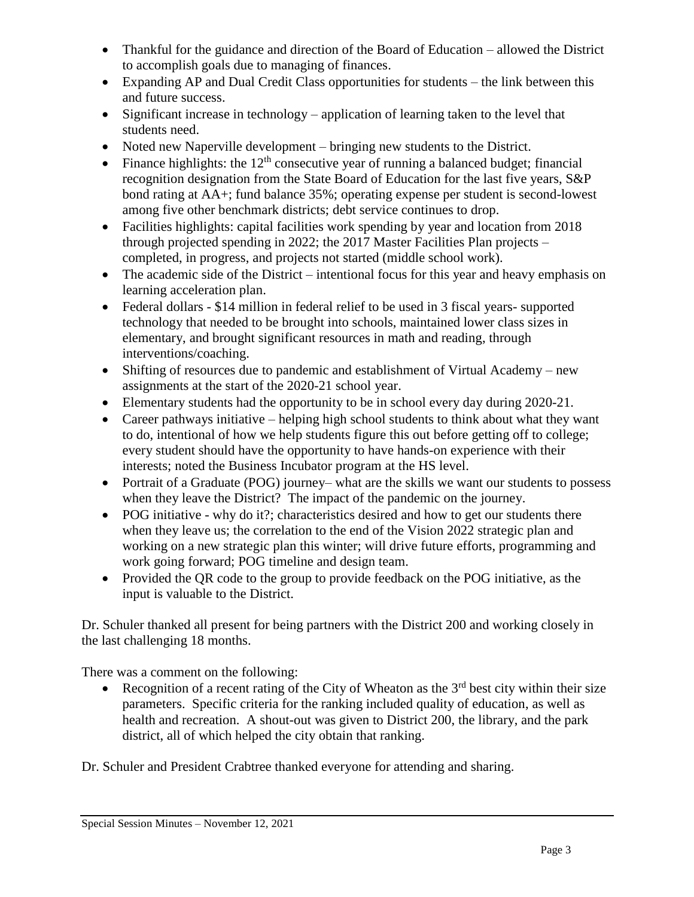- Thankful for the guidance and direction of the Board of Education – allowed the District to accomplish goals due to managing of finances.
- Expanding AP and Dual Credit Class opportunities for students – the link between this and future success.
- Significant increase in technology – application of learning taken to the level that students need.
- Noted new Naperville development – bringing new students to the District.
- Finance highlights: the 12th consecutive year of running a balanced budget; financial recognition designation from the State Board of Education for the last five years, S&P bond rating at AA+; fund balance 35%; operating expense per student is second-lowest among five other benchmark districts; debt service continues to drop.
- Facilities highlights: capital facilities work spending by year and location from 2018 through projected spending in 2022; the 2017 Master Facilities Plan projects – completed, in progress, and projects not started (middle school work).
- The academic side of the District – intentional focus for this year and heavy emphasis on learning acceleration plan.
- Federal dollars - $14 million in federal relief to be used in 3 fiscal years- supported technology that needed to be brought into schools, maintained lower class sizes in elementary, and brought significant resources in math and reading, through interventions/coaching.
- Shifting of resources due to pandemic and establishment of Virtual Academy – new assignments at the start of the 2020-21 school year.
- Elementary students had the opportunity to be in school every day during 2020-21.
- Career pathways initiative – helping high school students to think about what they want to do, intentional of how we help students figure this out before getting off to college; every student should have the opportunity to have hands-on experience with their interests; noted the Business Incubator program at the HS level.
- Portrait of a Graduate (POG) journey– what are the skills we want our students to possess when they leave the District? The impact of the pandemic on the journey.
- POG initiative - why do it?; characteristics desired and how to get our students there when they leave us; the correlation to the end of the Vision 2022 strategic plan and working on a new strategic plan this winter; will drive future efforts, programming and work going forward; POG timeline and design team.
- Provided the QR code to the group to provide feedback on the POG initiative, as the input is valuable to the District.

Dr. Schuler thanked all present for being partners with the District 200 and working closely in the last challenging 18 months.

There was a comment on the following:

- Recognition of a recent rating of the City of Wheaton as the 3rd best city within their size parameters. Specific criteria for the ranking included quality of education, as well as health and recreation. A shout-out was given to District 200, the library, and the park district, all of which helped the city obtain that ranking.

Dr. Schuler and President Crabtree thanked everyone for attending and sharing.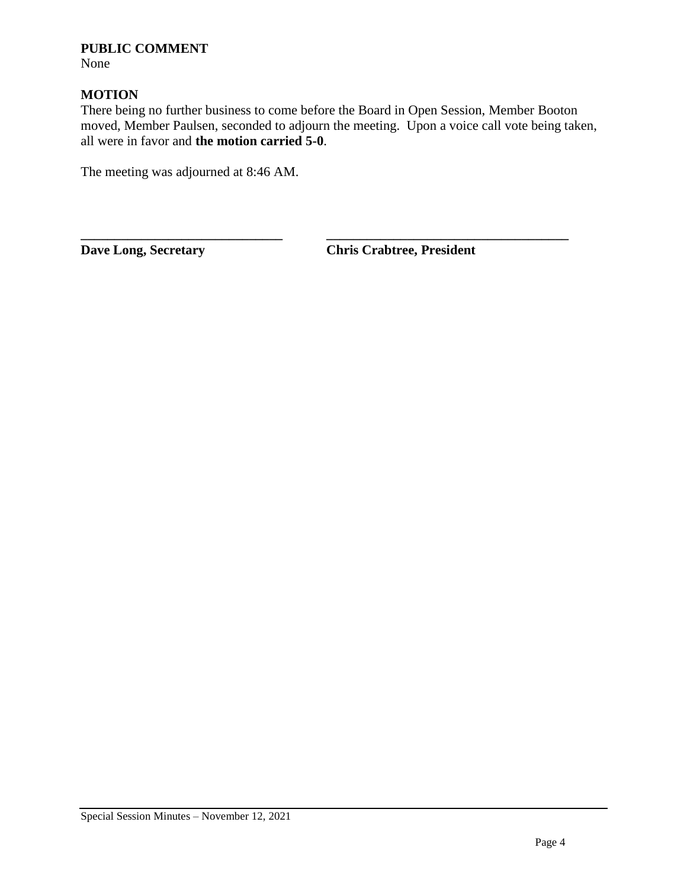**PUBLIC COMMENT**

None

**MOTION**

There being no further business to come before the Board in Open Session, Member Booton moved, Member Paulsen, seconded to adjourn the meeting. Upon a voice call vote being taken, all were in favor and **the motion carried 5-0**.

The meeting was adjourned at 8:46 AM.

______________________________ ____________________________________

**Dave Long, Secretary** **Chris Crabtree, President**